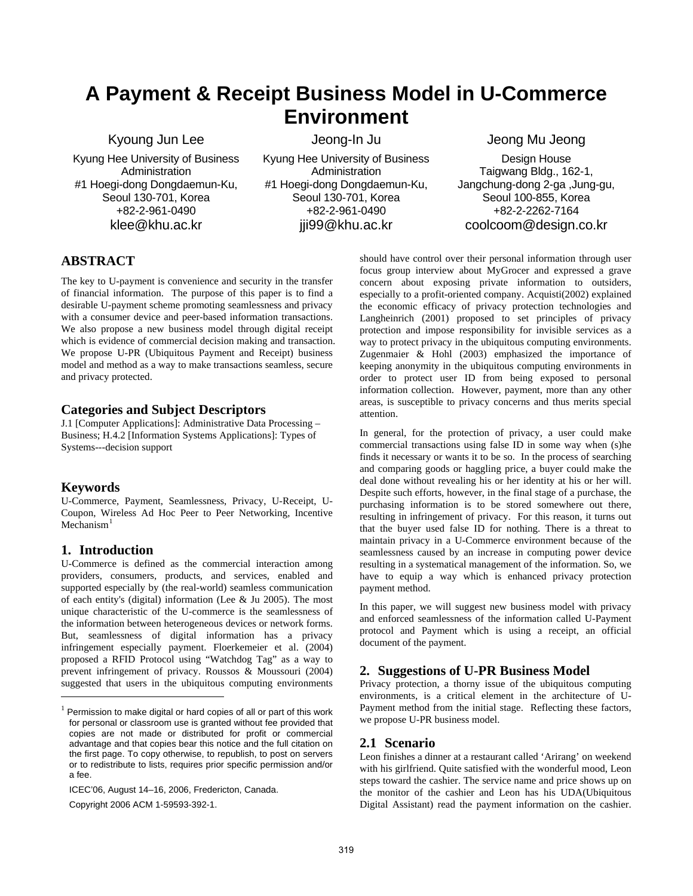# A Payment & Receipt Business Model in U-Commerce Environment

Kyoung Jun Lee
Kyung Hee University of Business Administration
#1 Hoegi-dong Dongdaemun-Ku, Seoul 130-701, Korea
+82-2-961-0490
klee@khu.ac.kr

Jeong-In Ju
Kyung Hee University of Business Administration
#1 Hoegi-dong Dongdaemun-Ku, Seoul 130-701, Korea
+82-2-961-0490
jji99@khu.ac.kr

Jeong Mu Jeong
Design House
Taigwang Bldg., 162-1, Jangchung-dong 2-ga ,Jung-gu, Seoul 100-855, Korea
+82-2-2262-7164
coolcoom@design.co.kr

## ABSTRACT

The key to U-payment is convenience and security in the transfer of financial information. The purpose of this paper is to find a desirable U-payment scheme promoting seamlessness and privacy with a consumer device and peer-based information transactions. We also propose a new business model through digital receipt which is evidence of commercial decision making and transaction. We propose U-PR (Ubiquitous Payment and Receipt) business model and method as a way to make transactions seamless, secure and privacy protected.

## Categories and Subject Descriptors

J.1 [Computer Applications]: Administrative Data Processing – Business; H.4.2 [Information Systems Applications]: Types of Systems---decision support

## Keywords

U-Commerce, Payment, Seamlessness, Privacy, U-Receipt, U-Coupon, Wireless Ad Hoc Peer to Peer Networking, Incentive Mechanism[1]

## 1. Introduction

U-Commerce is defined as the commercial interaction among providers, consumers, products, and services, enabled and supported especially by (the real-world) seamless communication of each entity's (digital) information (Lee & Ju 2005). The most unique characteristic of the U-commerce is the seamlessness of the information between heterogeneous devices or network forms. But, seamlessness of digital information has a privacy infringement especially payment. Floerkemeier et al. (2004) proposed a RFID Protocol using "Watchdog Tag" as a way to prevent infringement of privacy. Roussos & Moussouri (2004) suggested that users in the ubiquitous computing environments should have control over their personal information through user focus group interview about MyGrocer and expressed a grave concern about exposing private information to outsiders, especially to a profit-oriented company. Acquisti(2002) explained the economic efficacy of privacy protection technologies and Langheinrich (2001) proposed to set principles of privacy protection and impose responsibility for invisible services as a way to protect privacy in the ubiquitous computing environments. Zugenmaier & Hohl (2003) emphasized the importance of keeping anonymity in the ubiquitous computing environments in order to protect user ID from being exposed to personal information collection. However, payment, more than any other areas, is susceptible to privacy concerns and thus merits special attention.

In general, for the protection of privacy, a user could make commercial transactions using false ID in some way when (s)he finds it necessary or wants it to be so. In the process of searching and comparing goods or haggling price, a buyer could make the deal done without revealing his or her identity at his or her will. Despite such efforts, however, in the final stage of a purchase, the purchasing information is to be stored somewhere out there, resulting in infringement of privacy. For this reason, it turns out that the buyer used false ID for nothing. There is a threat to maintain privacy in a U-Commerce environment because of the seamlessness caused by an increase in computing power device resulting in a systematical management of the information. So, we have to equip a way which is enhanced privacy protection payment method.

In this paper, we will suggest new business model with privacy and enforced seamlessness of the information called U-Payment protocol and Payment which is using a receipt, an official document of the payment.

## 2. Suggestions of U-PR Business Model

Privacy protection, a thorny issue of the ubiquitous computing environments, is a critical element in the architecture of U-Payment method from the initial stage. Reflecting these factors, we propose U-PR business model.

### 2.1 Scenario

Leon finishes a dinner at a restaurant called 'Arirang' on weekend with his girlfriend. Quite satisfied with the wonderful mood, Leon steps toward the cashier. The service name and price shows up on the monitor of the cashier and Leon has his UDA(Ubiquitous Digital Assistant) read the payment information on the cashier.

---

[1] Permission to make digital or hard copies of all or part of this work for personal or classroom use is granted without fee provided that copies are not made or distributed for profit or commercial advantage and that copies bear this notice and the full citation on the first page. To copy otherwise, to republish, to post on servers or to redistribute to lists, requires prior specific permission and/or a fee.

ICEC'06, August 14–16, 2006, Fredericton, Canada.

Copyright 2006 ACM 1-59593-392-1.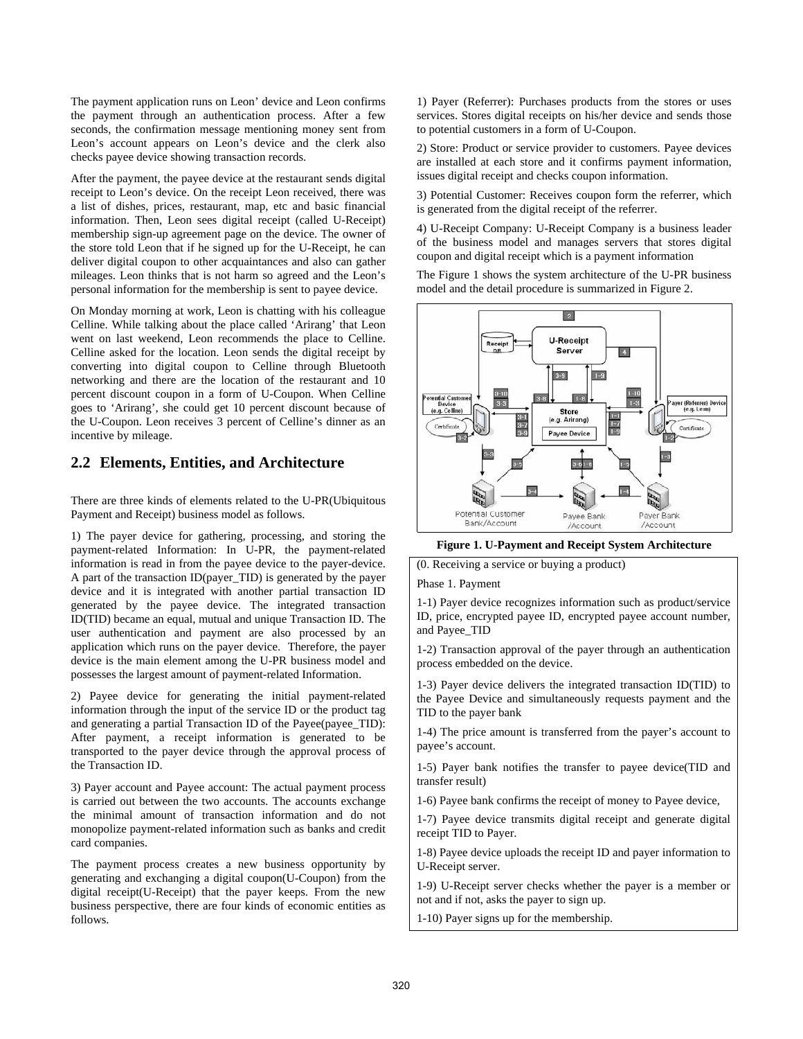The payment application runs on Leon' device and Leon confirms the payment through an authentication process. After a few seconds, the confirmation message mentioning money sent from Leon's account appears on Leon's device and the clerk also checks payee device showing transaction records.

After the payment, the payee device at the restaurant sends digital receipt to Leon's device. On the receipt Leon received, there was a list of dishes, prices, restaurant, map, etc and basic financial information. Then, Leon sees digital receipt (called U-Receipt) membership sign-up agreement page on the device. The owner of the store told Leon that if he signed up for the U-Receipt, he can deliver digital coupon to other acquaintances and also can gather mileages. Leon thinks that is not harm so agreed and the Leon's personal information for the membership is sent to payee device.

On Monday morning at work, Leon is chatting with his colleague Celline. While talking about the place called 'Arirang' that Leon went on last weekend, Leon recommends the place to Celline. Celline asked for the location. Leon sends the digital receipt by converting into digital coupon to Celline through Bluetooth networking and there are the location of the restaurant and 10 percent discount coupon in a form of U-Coupon. When Celline goes to 'Arirang', she could get 10 percent discount because of the U-Coupon. Leon receives 3 percent of Celline's dinner as an incentive by mileage.

## 2.2 Elements, Entities, and Architecture

There are three kinds of elements related to the U-PR(Ubiquitous Payment and Receipt) business model as follows.

1) The payer device for gathering, processing, and storing the payment-related Information: In U-PR, the payment-related information is read in from the payee device to the payer-device. A part of the transaction ID(payer_TID) is generated by the payer device and it is integrated with another partial transaction ID generated by the payee device. The integrated transaction ID(TID) became an equal, mutual and unique Transaction ID. The user authentication and payment are also processed by an application which runs on the payer device. Therefore, the payer device is the main element among the U-PR business model and possesses the largest amount of payment-related Information.

2) Payee device for generating the initial payment-related information through the input of the service ID or the product tag and generating a partial Transaction ID of the Payee(payee_TID): After payment, a receipt information is generated to be transported to the payer device through the approval process of the Transaction ID.

3) Payer account and Payee account: The actual payment process is carried out between the two accounts. The accounts exchange the minimal amount of transaction information and do not monopolize payment-related information such as banks and credit card companies.

The payment process creates a new business opportunity by generating and exchanging a digital coupon(U-Coupon) from the digital receipt(U-Receipt) that the payer keeps. From the new business perspective, there are four kinds of economic entities as follows.

1) Payer (Referrer): Purchases products from the stores or uses services. Stores digital receipts on his/her device and sends those to potential customers in a form of U-Coupon.

2) Store: Product or service provider to customers. Payee devices are installed at each store and it confirms payment information, issues digital receipt and checks coupon information.

3) Potential Customer: Receives coupon form the referrer, which is generated from the digital receipt of the referrer.

4) U-Receipt Company: U-Receipt Company is a business leader of the business model and manages servers that stores digital coupon and digital receipt which is a payment information

The Figure 1 shows the system architecture of the U-PR business model and the detail procedure is summarized in Figure 2.

**Figure 1. U-Payment and Receipt System Architecture**

(0. Receiving a service or buying a product)

Phase 1. Payment

1-1) Payer device recognizes information such as product/service ID, price, encrypted payee ID, encrypted payee account number, and Payee_TID

1-2) Transaction approval of the payer through an authentication process embedded on the device.

1-3) Payer device delivers the integrated transaction ID(TID) to the Payee Device and simultaneously requests payment and the TID to the payer bank

1-4) The price amount is transferred from the payer's account to payee's account.

1-5) Payer bank notifies the transfer to payee device(TID and transfer result)

1-6) Payee bank confirms the receipt of money to Payee device,

1-7) Payee device transmits digital receipt and generate digital receipt TID to Payer.

1-8) Payee device uploads the receipt ID and payer information to U-Receipt server.

1-9) U-Receipt server checks whether the payer is a member or not and if not, asks the payer to sign up.

1-10) Payer signs up for the membership.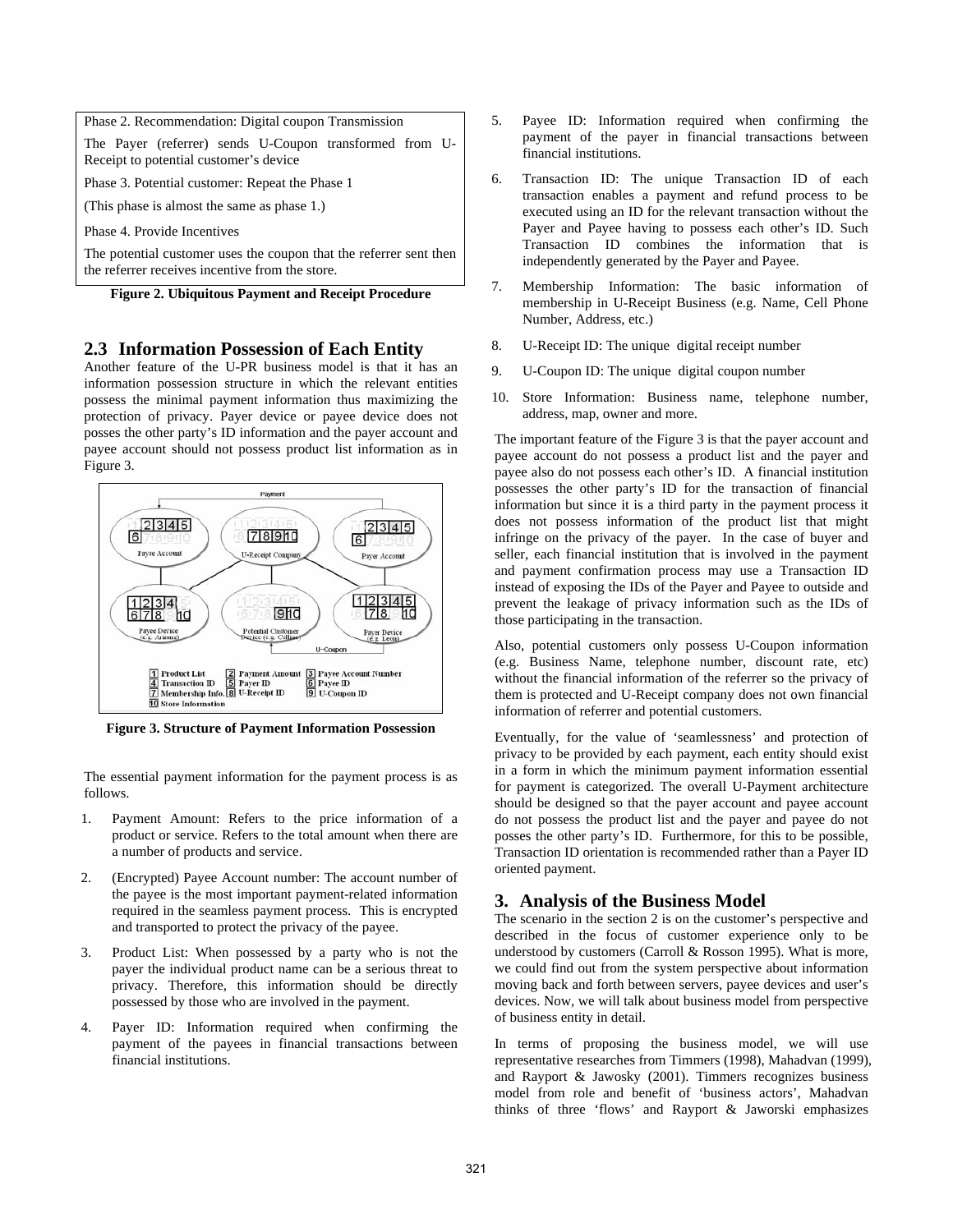Phase 2. Recommendation: Digital coupon Transmission

The Payer (referrer) sends U-Coupon transformed from U-Receipt to potential customer's device

Phase 3. Potential customer: Repeat the Phase 1

(This phase is almost the same as phase 1.)

Phase 4. Provide Incentives

The potential customer uses the coupon that the referrer sent then the referrer receives incentive from the store.

**Figure 2. Ubiquitous Payment and Receipt Procedure**

## 2.3 Information Possession of Each Entity

Another feature of the U-PR business model is that it has an information possession structure in which the relevant entities possess the minimal payment information thus maximizing the protection of privacy. Payer device or payee device does not posses the other party's ID information and the payer account and payee account should not possess product list information as in Figure 3.

Payment

Payee Account

U-Receipt Company

Payer Account

Payee Device (e.g. Amang)

Potential Customer Device (e.g. Celine)

Payer Device (e.g. Leon)

U-Coupon

1 Product List
2 Payment Amount
3 Payee Account Number
4 Transaction ID
5 Payer ID
6 Payee ID
7 Membership Info.
8 U-Receipt ID
9 U-Coupon ID
10 Store Information

**Figure 3. Structure of Payment Information Possession**

The essential payment information for the payment process is as follows.

1. Payment Amount: Refers to the price information of a product or service. Refers to the total amount when there are a number of products and service.
2. (Encrypted) Payee Account number: The account number of the payee is the most important payment-related information required in the seamless payment process. This is encrypted and transported to protect the privacy of the payee.
3. Product List: When possessed by a party who is not the payer the individual product name can be a serious threat to privacy. Therefore, this information should be directly possessed by those who are involved in the payment.
4. Payer ID: Information required when confirming the payment of the payees in financial transactions between financial institutions.
5. Payee ID: Information required when confirming the payment of the payer in financial transactions between financial institutions.
6. Transaction ID: The unique Transaction ID of each transaction enables a payment and refund process to be executed using an ID for the relevant transaction without the Payer and Payee having to possess each other's ID. Such Transaction ID combines the information that is independently generated by the Payer and Payee.
7. Membership Information: The basic information of membership in U-Receipt Business (e.g. Name, Cell Phone Number, Address, etc.)
8. U-Receipt ID: The unique digital receipt number
9. U-Coupon ID: The unique digital coupon number
10. Store Information: Business name, telephone number, address, map, owner and more.

The important feature of the Figure 3 is that the payer account and payee account do not possess a product list and the payer and payee also do not possess each other's ID. A financial institution possesses the other party's ID for the transaction of financial information but since it is a third party in the payment process it does not possess information of the product list that might infringe on the privacy of the payer. In the case of buyer and seller, each financial institution that is involved in the payment and payment confirmation process may use a Transaction ID instead of exposing the IDs of the Payer and Payee to outside and prevent the leakage of privacy information such as the IDs of those participating in the transaction.

Also, potential customers only possess U-Coupon information (e.g. Business Name, telephone number, discount rate, etc) without the financial information of the referrer so the privacy of them is protected and U-Receipt company does not own financial information of referrer and potential customers.

Eventually, for the value of 'seamlessness' and protection of privacy to be provided by each payment, each entity should exist in a form in which the minimum payment information essential for payment is categorized. The overall U-Payment architecture should be designed so that the payer account and payee account do not possess the product list and the payer and payee do not posses the other party's ID. Furthermore, for this to be possible, Transaction ID orientation is recommended rather than a Payer ID oriented payment.

# 3. Analysis of the Business Model

The scenario in the section 2 is on the customer's perspective and described in the focus of customer experience only to be understood by customers (Carroll & Rosson 1995). What is more, we could find out from the system perspective about information moving back and forth between servers, payee devices and user's devices. Now, we will talk about business model from perspective of business entity in detail.

In terms of proposing the business model, we will use representative researches from Timmers (1998), Mahadvan (1999), and Rayport & Jawosky (2001). Timmers recognizes business model from role and benefit of 'business actors', Mahadvan thinks of three 'flows' and Rayport & Jaworski emphasizes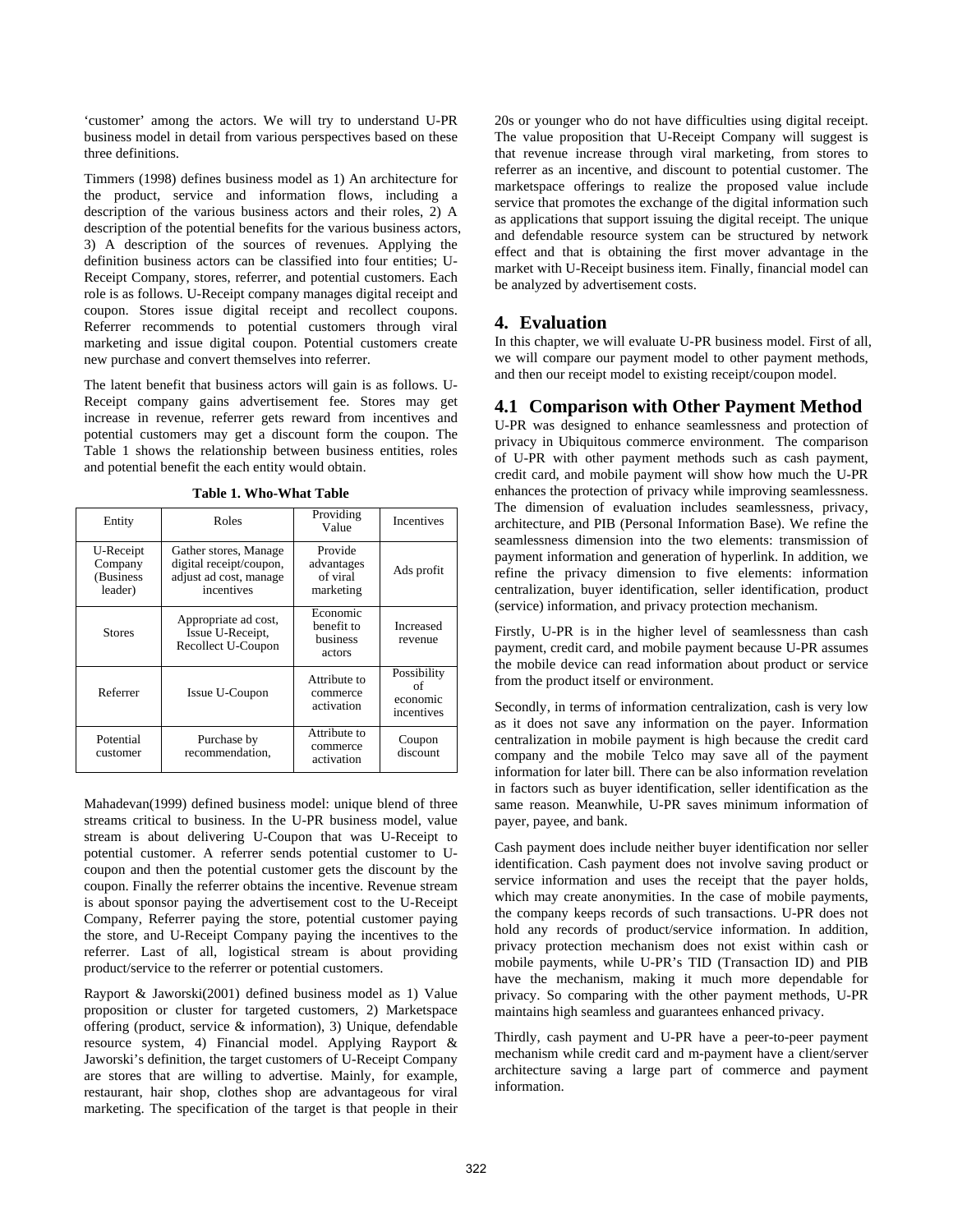'customer' among the actors. We will try to understand U-PR business model in detail from various perspectives based on these three definitions.

Timmers (1998) defines business model as 1) An architecture for the product, service and information flows, including a description of the various business actors and their roles, 2) A description of the potential benefits for the various business actors, 3) A description of the sources of revenues. Applying the definition business actors can be classified into four entities; U-Receipt Company, stores, referrer, and potential customers. Each role is as follows. U-Receipt company manages digital receipt and coupon. Stores issue digital receipt and recollect coupons. Referrer recommends to potential customers through viral marketing and issue digital coupon. Potential customers create new purchase and convert themselves into referrer.

The latent benefit that business actors will gain is as follows. U-Receipt company gains advertisement fee. Stores may get increase in revenue, referrer gets reward from incentives and potential customers may get a discount form the coupon. The Table 1 shows the relationship between business entities, roles and potential benefit the each entity would obtain.

**Table 1. Who-What Table**

| Entity | Roles | Providing Value | Incentives |
|---|---|---|---|
| U-Receipt Company (Business leader) | Gather stores, Manage digital receipt/coupon, adjust ad cost, manage incentives | Provide advantages of viral marketing | Ads profit |
| Stores | Appropriate ad cost, Issue U-Receipt, Recollect U-Coupon | Economic benefit to business actors | Increased revenue |
| Referrer | Issue U-Coupon | Attribute to commerce activation | Possibility of economic incentives |
| Potential customer | Purchase by recommendation, | Attribute to commerce activation | Coupon discount |

Mahadevan(1999) defined business model: unique blend of three streams critical to business. In the U-PR business model, value stream is about delivering U-Coupon that was U-Receipt to potential customer. A referrer sends potential customer to U-coupon and then the potential customer gets the discount by the coupon. Finally the referrer obtains the incentive. Revenue stream is about sponsor paying the advertisement cost to the U-Receipt Company, Referrer paying the store, potential customer paying the store, and U-Receipt Company paying the incentives to the referrer. Last of all, logistical stream is about providing product/service to the referrer or potential customers.

Rayport & Jaworski(2001) defined business model as 1) Value proposition or cluster for targeted customers, 2) Marketspace offering (product, service & information), 3) Unique, defendable resource system, 4) Financial model. Applying Rayport & Jaworski's definition, the target customers of U-Receipt Company are stores that are willing to advertise. Mainly, for example, restaurant, hair shop, clothes shop are advantageous for viral marketing. The specification of the target is that people in their 20s or younger who do not have difficulties using digital receipt. The value proposition that U-Receipt Company will suggest is that revenue increase through viral marketing, from stores to referrer as an incentive, and discount to potential customer. The marketspace offerings to realize the proposed value include service that promotes the exchange of the digital information such as applications that support issuing the digital receipt. The unique and defendable resource system can be structured by network effect and that is obtaining the first mover advantage in the market with U-Receipt business item. Finally, financial model can be analyzed by advertisement costs.

# 4. Evaluation

In this chapter, we will evaluate U-PR business model. First of all, we will compare our payment model to other payment methods, and then our receipt model to existing receipt/coupon model.

## 4.1 Comparison with Other Payment Method

U-PR was designed to enhance seamlessness and protection of privacy in Ubiquitous commerce environment. The comparison of U-PR with other payment methods such as cash payment, credit card, and mobile payment will show how much the U-PR enhances the protection of privacy while improving seamlessness. The dimension of evaluation includes seamlessness, privacy, architecture, and PIB (Personal Information Base). We refine the seamlessness dimension into the two elements: transmission of payment information and generation of hyperlink. In addition, we refine the privacy dimension to five elements: information centralization, buyer identification, seller identification, product (service) information, and privacy protection mechanism.

Firstly, U-PR is in the higher level of seamlessness than cash payment, credit card, and mobile payment because U-PR assumes the mobile device can read information about product or service from the product itself or environment.

Secondly, in terms of information centralization, cash is very low as it does not save any information on the payer. Information centralization in mobile payment is high because the credit card company and the mobile Telco may save all of the payment information for later bill. There can be also information revelation in factors such as buyer identification, seller identification as the same reason. Meanwhile, U-PR saves minimum information of payer, payee, and bank.

Cash payment does include neither buyer identification nor seller identification. Cash payment does not involve saving product or service information and uses the receipt that the payer holds, which may create anonymities. In the case of mobile payments, the company keeps records of such transactions. U-PR does not hold any records of product/service information. In addition, privacy protection mechanism does not exist within cash or mobile payments, while U-PR's TID (Transaction ID) and PIB have the mechanism, making it much more dependable for privacy. So comparing with the other payment methods, U-PR maintains high seamless and guarantees enhanced privacy.

Thirdly, cash payment and U-PR have a peer-to-peer payment mechanism while credit card and m-payment have a client/server architecture saving a large part of commerce and payment information.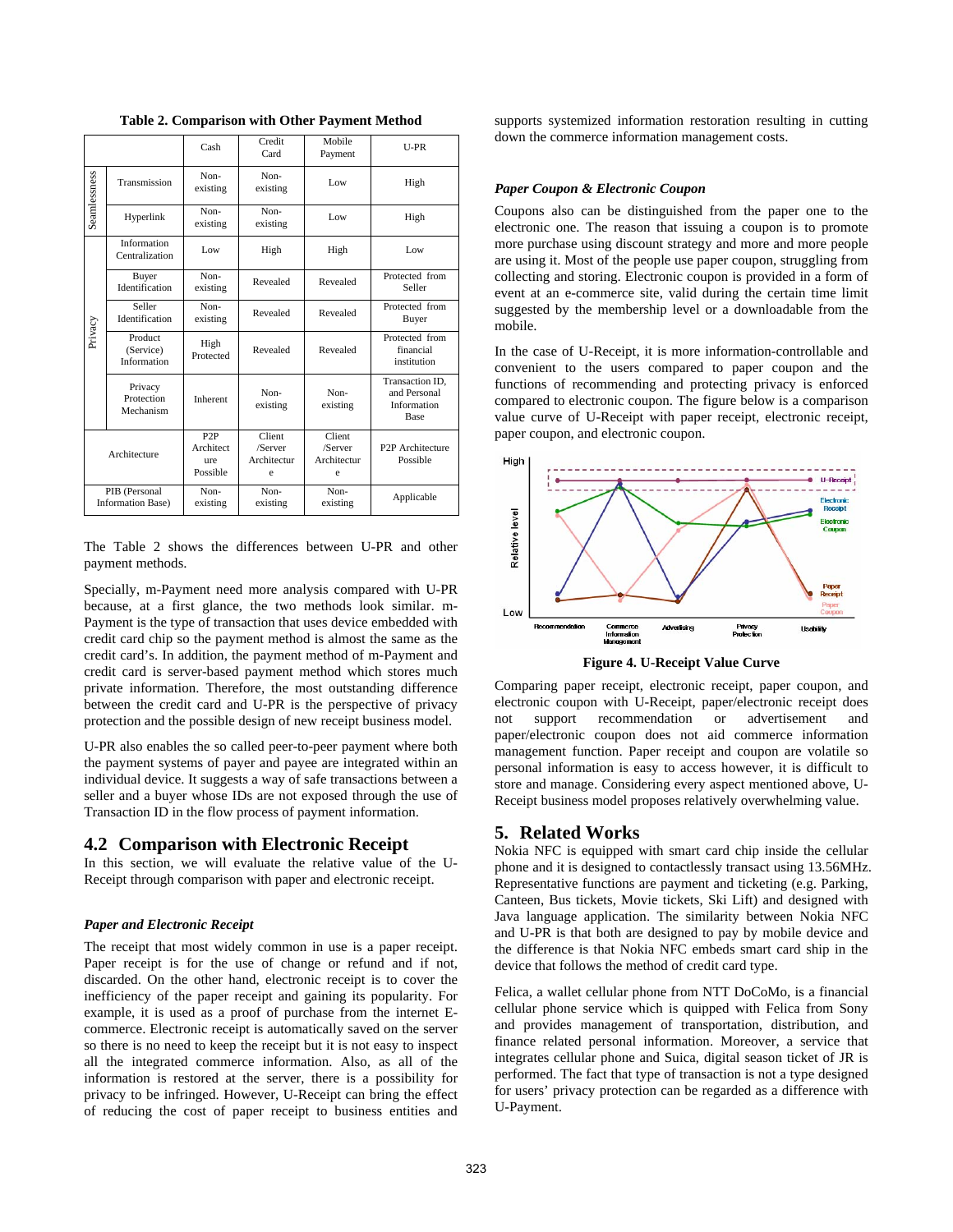**Table 2. Comparison with Other Payment Method**

| | | Cash | Credit Card | Mobile Payment | U-PR |
|---|---|---|---|---|---|
| Seamlessness | Transmission | Non-existing | Non-existing | Low | High |
| | Hyperlink | Non-existing | Non-existing | Low | High |
| Privacy | Information Centralization | Low | High | High | Low |
| | Buyer Identification | Non-existing | Revealed | Revealed | Protected from Seller |
| | Seller Identification | Non-existing | Revealed | Revealed | Protected from Buyer |
| | Product (Service) Information | High Protected | Revealed | Revealed | Protected from financial institution |
| | Privacy Protection Mechanism | Inherent | Non-existing | Non-existing | Transaction ID, and Personal Information Base |
| Architecture | | P2P Architecture Possible | Client /Server Architecture | Client /Server Architecture | P2P Architecture Possible |
| PIB (Personal Information Base) | | Non-existing | Non-existing | Non-existing | Applicable |

The Table 2 shows the differences between U-PR and other payment methods.

Specially, m-Payment need more analysis compared with U-PR because, at a first glance, the two methods look similar. m-Payment is the type of transaction that uses device embedded with credit card chip so the payment method is almost the same as the credit card's. In addition, the payment method of m-Payment and credit card is server-based payment method which stores much private information. Therefore, the most outstanding difference between the credit card and U-PR is the perspective of privacy protection and the possible design of new receipt business model.

U-PR also enables the so called peer-to-peer payment where both the payment systems of payer and payee are integrated within an individual device. It suggests a way of sale transactions between a seller and a buyer whose IDs are not exposed through the use of Transaction ID in the flow process of payment information.

## 4.2 Comparison with Electronic Receipt

In this section, we will evaluate the relative value of the U-Receipt through comparison with paper and electronic receipt.

### *Paper and Electronic Receipt*

The receipt that most widely common in use is a paper receipt. Paper receipt is for the use of change or refund and if not, discarded. On the other hand, electronic receipt is to cover the inefficiency of the paper receipt and gaining its popularity. For example, it is used as a proof of purchase from the internet E-commerce. Electronic receipt is automatically saved on the server so there is no need to keep the receipt but it is not easy to inspect all the integrated commerce information. Also, as all of the information is restored at the server, there is a possibility for privacy to be infringed. However, U-Receipt can bring the effect of reducing the cost of paper receipt to business entities and supports systemized information restoration resulting in cutting down the commerce information management costs.

### *Paper Coupon & Electronic Coupon*

Coupons also can be distinguished from the paper one to the electronic one. The reason that issuing a coupon is to promote more purchase using discount strategy and more and more people are using it. Most of the people use paper coupon, struggling from collecting and storing. Electronic coupon is provided in a form of event at an e-commerce site, valid during the certain time limit suggested by the membership level or a downloadable from the mobile.

In the case of U-Receipt, it is more information-controllable and convenient to the users compared to paper coupon and the functions of recommending and protecting privacy is enforced compared to electronic coupon. The figure below is a comparison value curve of U-Receipt with paper receipt, electronic receipt, paper coupon, and electronic coupon.

**Figure 4. U-Receipt Value Curve**

Comparing paper receipt, electronic receipt, paper coupon, and electronic coupon with U-Receipt, paper/electronic receipt does not support recommendation or advertisement and paper/electronic coupon does not aid commerce information management function. Paper receipt and coupon are volatile so personal information is easy to access however, it is difficult to store and manage. Considering every aspect mentioned above, U-Receipt business model proposes relatively overwhelming value.

## 5. Related Works

Nokia NFC is equipped with smart card chip inside the cellular phone and it is designed to contactlessly transact using 13.56MHz. Representative functions are payment and ticketing (e.g. Parking, Canteen, Bus tickets, Movie tickets, Ski Lift) and designed with Java language application. The similarity between Nokia NFC and U-PR is that both are designed to pay by mobile device and the difference is that Nokia NFC embeds smart card ship in the device that follows the method of credit card type.

Felica, a wallet cellular phone from NTT DoCoMo, is a financial cellular phone service which is quipped with Felica from Sony and provides management of transportation, distribution, and finance related personal information. Moreover, a service that integrates cellular phone and Suica, digital season ticket of JR is performed. The fact that type of transaction is not a type designed for users' privacy protection can be regarded as a difference with U-Payment.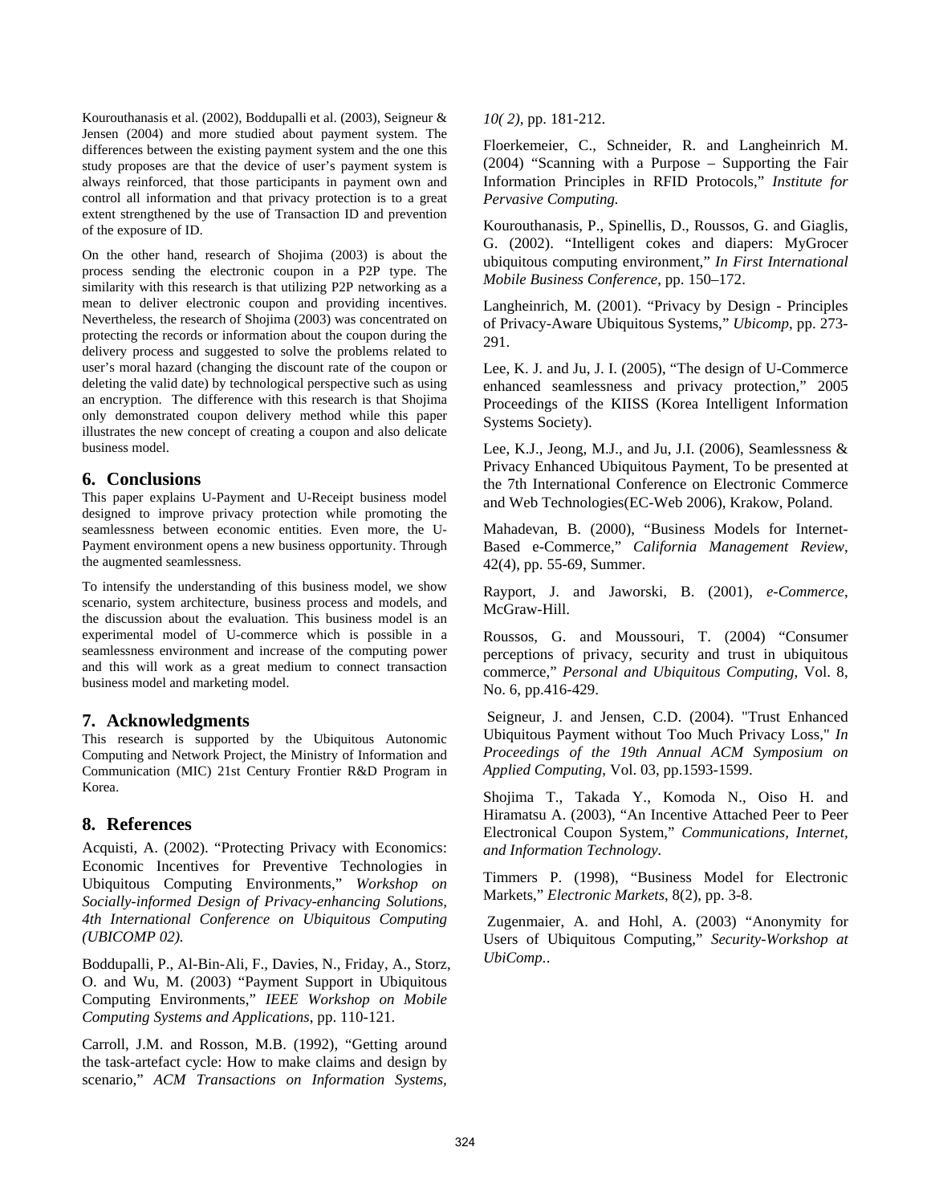Kourouthanasis et al. (2002), Boddupalli et al. (2003), Seigneur & Jensen (2004) and more studied about payment system. The differences between the existing payment system and the one this study proposes are that the device of user's payment system is always reinforced, that those participants in payment own and control all information and that privacy protection is to a great extent strengthened by the use of Transaction ID and prevention of the exposure of ID.

On the other hand, research of Shojima (2003) is about the process sending the electronic coupon in a P2P type. The similarity with this research is that utilizing P2P networking as a mean to deliver electronic coupon and providing incentives. Nevertheless, the research of Shojima (2003) was concentrated on protecting the records or information about the coupon during the delivery process and suggested to solve the problems related to user's moral hazard (changing the discount rate of the coupon or deleting the valid date) by technological perspective such as using an encryption. The difference with this research is that Shojima only demonstrated coupon delivery method while this paper illustrates the new concept of creating a coupon and also delicate business model.

## 6. Conclusions

This paper explains U-Payment and U-Receipt business model designed to improve privacy protection while promoting the seamlessness between economic entities. Even more, the U-Payment environment opens a new business opportunity. Through the augmented seamlessness.

To intensify the understanding of this business model, we show scenario, system architecture, business process and models, and the discussion about the evaluation. This business model is an experimental model of U-commerce which is possible in a seamlessness environment and increase of the computing power and this will work as a great medium to connect transaction business model and marketing model.

## 7. Acknowledgments

This research is supported by the Ubiquitous Autonomic Computing and Network Project, the Ministry of Information and Communication (MIC) 21st Century Frontier R&D Program in Korea.

## 8. References

Acquisti, A. (2002). "Protecting Privacy with Economics: Economic Incentives for Preventive Technologies in Ubiquitous Computing Environments," *Workshop on Socially-informed Design of Privacy-enhancing Solutions, 4th International Conference on Ubiquitous Computing (UBICOMP 02).*

Boddupalli, P., Al-Bin-Ali, F., Davies, N., Friday, A., Storz, O. and Wu, M. (2003) "Payment Support in Ubiquitous Computing Environments," *IEEE Workshop on Mobile Computing Systems and Applications*, pp. 110-121.

Carroll, J.M. and Rosson, M.B. (1992), "Getting around the task-artefact cycle: How to make claims and design by scenario," *ACM Transactions on Information Systems, 10( 2)*, pp. 181-212.

Floerkemeier, C., Schneider, R. and Langheinrich M. (2004) "Scanning with a Purpose – Supporting the Fair Information Principles in RFID Protocols," *Institute for Pervasive Computing.*

Kourouthanasis, P., Spinellis, D., Roussos, G. and Giaglis, G. (2002). "Intelligent cokes and diapers: MyGrocer ubiquitous computing environment," *In First International Mobile Business Conference*, pp. 150–172.

Langheinrich, M. (2001). "Privacy by Design - Principles of Privacy-Aware Ubiquitous Systems," *Ubicomp*, pp. 273-291.

Lee, K. J. and Ju, J. I. (2005), "The design of U-Commerce enhanced seamlessness and privacy protection," 2005 Proceedings of the KIISS (Korea Intelligent Information Systems Society).

Lee, K.J., Jeong, M.J., and Ju, J.I. (2006), Seamlessness & Privacy Enhanced Ubiquitous Payment, To be presented at the 7th International Conference on Electronic Commerce and Web Technologies(EC-Web 2006), Krakow, Poland.

Mahadevan, B. (2000), "Business Models for Internet-Based e-Commerce," *California Management Review*, 42(4), pp. 55-69, Summer.

Rayport, J. and Jaworski, B. (2001), *e-Commerce*, McGraw-Hill.

Roussos, G. and Moussouri, T. (2004) "Consumer perceptions of privacy, security and trust in ubiquitous commerce," *Personal and Ubiquitous Computing*, Vol. 8, No. 6, pp.416-429.

Seigneur, J. and Jensen, C.D. (2004). "Trust Enhanced Ubiquitous Payment without Too Much Privacy Loss," *In Proceedings of the 19th Annual ACM Symposium on Applied Computing*, Vol. 03, pp.1593-1599.

Shojima T., Takada Y., Komoda N., Oiso H. and Hiramatsu A. (2003), "An Incentive Attached Peer to Peer Electronical Coupon System," *Communications, Internet, and Information Technology*.

Timmers P. (1998), "Business Model for Electronic Markets," *Electronic Markets*, 8(2), pp. 3-8.

Zugenmaier, A. and Hohl, A. (2003) "Anonymity for Users of Ubiquitous Computing," *Security-Workshop at UbiComp.*.